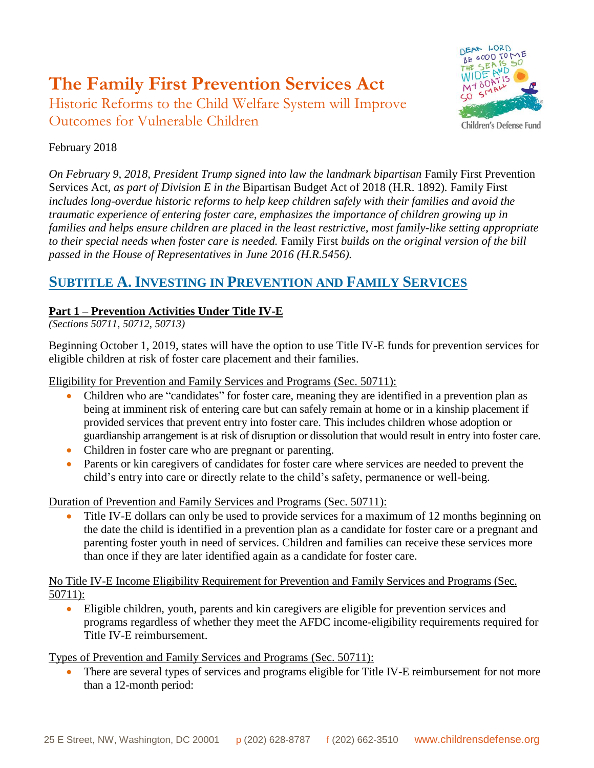# The Family First Prevention Services Act

Historic Reforms to the Child Welfare System will Improve Outcomes for Vulnerable Children

February 2018

*On February 9, 2018, President Trump signed into law the landmark bipartisan* Family First Prevention Services Act, *as part of Division E in the* Bipartisan Budget Act of 2018 (H.R. 1892). Family First *includes long-overdue historic reforms to help keep children safely with their families and avoid the traumatic experience of entering foster care, emphasizes the importance of children growing up in families and helps ensure children are placed in the least restrictive, most family-like setting appropriate to their special needs when foster care is needed.* Family First *builds on the original version of the bill passed in the House of Representatives in June 2016 (H.R.5456).*

## SUBTITLE A. INVESTING IN PREVENTION AND FAMILY SERVICES

### Part 1 – Prevention Activities Under Title IV-E

*(Sections 50711, 50712, 50713)*

Beginning October 1, 2019, states will have the option to use Title IV-E funds for prevention services for eligible children at risk of foster care placement and their families.

Eligibility for Prevention and Family Services and Programs (Sec. 50711):

- Children who are "candidates" for foster care, meaning they are identified in a prevention plan as being at imminent risk of entering care but can safely remain at home or in a kinship placement if provided services that prevent entry into foster care. This includes children whose adoption or guardianship arrangement is at risk of disruption or dissolution that would result in entry into foster care.
- Children in foster care who are pregnant or parenting.
- Parents or kin caregivers of candidates for foster care where services are needed to prevent the child's entry into care or directly relate to the child's safety, permanence or well-being.

Duration of Prevention and Family Services and Programs (Sec. 50711):

- Title IV-E dollars can only be used to provide services for a maximum of 12 months beginning on the date the child is identified in a prevention plan as a candidate for foster care or a pregnant and parenting foster youth in need of services. Children and families can receive these services more than once if they are later identified again as a candidate for foster care.

No Title IV-E Income Eligibility Requirement for Prevention and Family Services and Programs (Sec. 50711):

- Eligible children, youth, parents and kin caregivers are eligible for prevention services and programs regardless of whether they meet the AFDC income-eligibility requirements required for Title IV-E reimbursement.

Types of Prevention and Family Services and Programs (Sec. 50711):

- There are several types of services and programs eligible for Title IV-E reimbursement for not more than a 12-month period: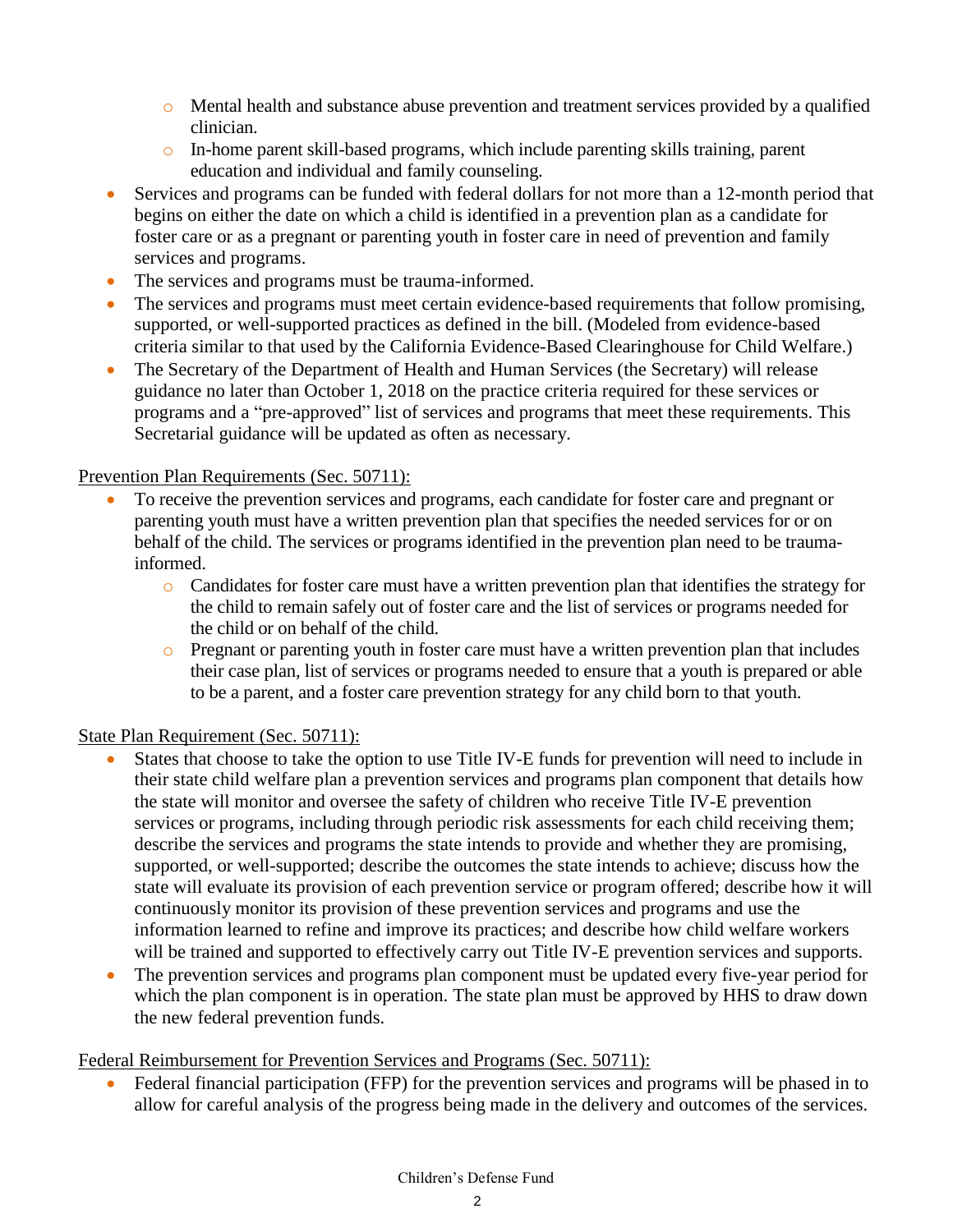- Mental health and substance abuse prevention and treatment services provided by a qualified clinician.
  - In-home parent skill-based programs, which include parenting skills training, parent education and individual and family counseling.
- Services and programs can be funded with federal dollars for not more than a 12-month period that begins on either the date on which a child is identified in a prevention plan as a candidate for foster care or as a pregnant or parenting youth in foster care in need of prevention and family services and programs.
- The services and programs must be trauma-informed.
- The services and programs must meet certain evidence-based requirements that follow promising, supported, or well-supported practices as defined in the bill. (Modeled from evidence-based criteria similar to that used by the California Evidence-Based Clearinghouse for Child Welfare.)
- The Secretary of the Department of Health and Human Services (the Secretary) will release guidance no later than October 1, 2018 on the practice criteria required for these services or programs and a "pre-approved" list of services and programs that meet these requirements. This Secretarial guidance will be updated as often as necessary.

<u>Prevention Plan Requirements (Sec. 50711):</u>

- To receive the prevention services and programs, each candidate for foster care and pregnant or parenting youth must have a written prevention plan that specifies the needed services for or on behalf of the child. The services or programs identified in the prevention plan need to be trauma-informed.
  - Candidates for foster care must have a written prevention plan that identifies the strategy for the child to remain safely out of foster care and the list of services or programs needed for the child or on behalf of the child.
  - Pregnant or parenting youth in foster care must have a written prevention plan that includes their case plan, list of services or programs needed to ensure that a youth is prepared or able to be a parent, and a foster care prevention strategy for any child born to that youth.

<u>State Plan Requirement (Sec. 50711):</u>

- States that choose to take the option to use Title IV-E funds for prevention will need to include in their state child welfare plan a prevention services and programs plan component that details how the state will monitor and oversee the safety of children who receive Title IV-E prevention services or programs, including through periodic risk assessments for each child receiving them; describe the services and programs the state intends to provide and whether they are promising, supported, or well-supported; describe the outcomes the state intends to achieve; discuss how the state will evaluate its provision of each prevention service or program offered; describe how it will continuously monitor its provision of these prevention services and programs and use the information learned to refine and improve its practices; and describe how child welfare workers will be trained and supported to effectively carry out Title IV-E prevention services and supports.
- The prevention services and programs plan component must be updated every five-year period for which the plan component is in operation. The state plan must be approved by HHS to draw down the new federal prevention funds.

<u>Federal Reimbursement for Prevention Services and Programs (Sec. 50711):</u>

- Federal financial participation (FFP) for the prevention services and programs will be phased in to allow for careful analysis of the progress being made in the delivery and outcomes of the services.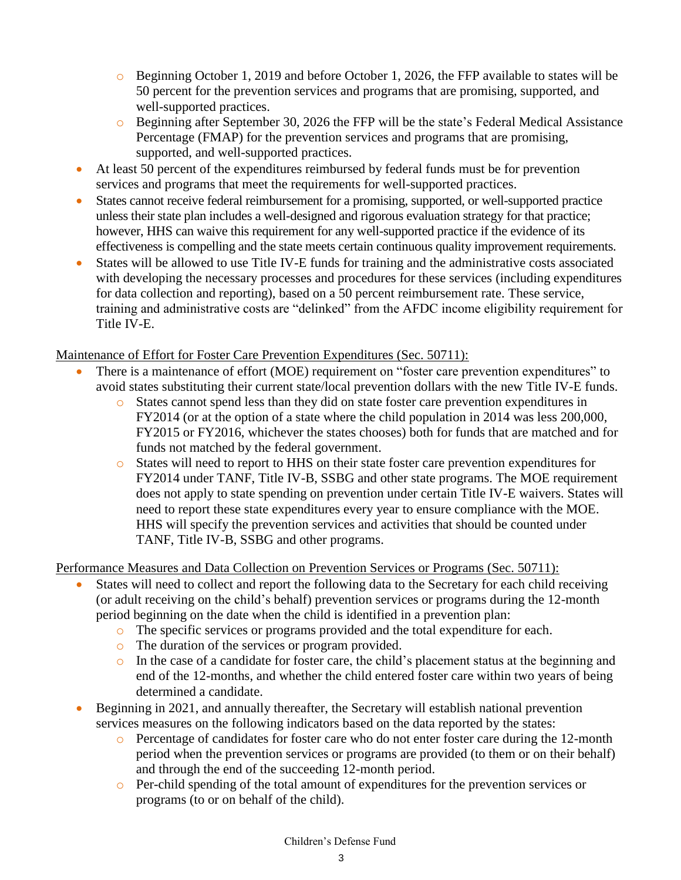- Beginning October 1, 2019 and before October 1, 2026, the FFP available to states will be 50 percent for the prevention services and programs that are promising, supported, and well-supported practices.
  - Beginning after September 30, 2026 the FFP will be the state's Federal Medical Assistance Percentage (FMAP) for the prevention services and programs that are promising, supported, and well-supported practices.
- At least 50 percent of the expenditures reimbursed by federal funds must be for prevention services and programs that meet the requirements for well-supported practices.
- States cannot receive federal reimbursement for a promising, supported, or well-supported practice unless their state plan includes a well-designed and rigorous evaluation strategy for that practice; however, HHS can waive this requirement for any well-supported practice if the evidence of its effectiveness is compelling and the state meets certain continuous quality improvement requirements.
- States will be allowed to use Title IV-E funds for training and the administrative costs associated with developing the necessary processes and procedures for these services (including expenditures for data collection and reporting), based on a 50 percent reimbursement rate. These service, training and administrative costs are "delinked" from the AFDC income eligibility requirement for Title IV-E.

<u>Maintenance of Effort for Foster Care Prevention Expenditures (Sec. 50711):</u>

- There is a maintenance of effort (MOE) requirement on "foster care prevention expenditures" to avoid states substituting their current state/local prevention dollars with the new Title IV-E funds.
  - States cannot spend less than they did on state foster care prevention expenditures in FY2014 (or at the option of a state where the child population in 2014 was less 200,000, FY2015 or FY2016, whichever the states chooses) both for funds that are matched and for funds not matched by the federal government.
  - States will need to report to HHS on their state foster care prevention expenditures for FY2014 under TANF, Title IV-B, SSBG and other state programs. The MOE requirement does not apply to state spending on prevention under certain Title IV-E waivers. States will need to report these state expenditures every year to ensure compliance with the MOE. HHS will specify the prevention services and activities that should be counted under TANF, Title IV-B, SSBG and other programs.

<u>Performance Measures and Data Collection on Prevention Services or Programs (Sec. 50711):</u>

- States will need to collect and report the following data to the Secretary for each child receiving (or adult receiving on the child's behalf) prevention services or programs during the 12-month period beginning on the date when the child is identified in a prevention plan:
  - The specific services or programs provided and the total expenditure for each.
  - The duration of the services or program provided.
  - In the case of a candidate for foster care, the child's placement status at the beginning and end of the 12-months, and whether the child entered foster care within two years of being determined a candidate.
- Beginning in 2021, and annually thereafter, the Secretary will establish national prevention services measures on the following indicators based on the data reported by the states:
  - Percentage of candidates for foster care who do not enter foster care during the 12-month period when the prevention services or programs are provided (to them or on their behalf) and through the end of the succeeding 12-month period.
  - Per-child spending of the total amount of expenditures for the prevention services or programs (to or on behalf of the child).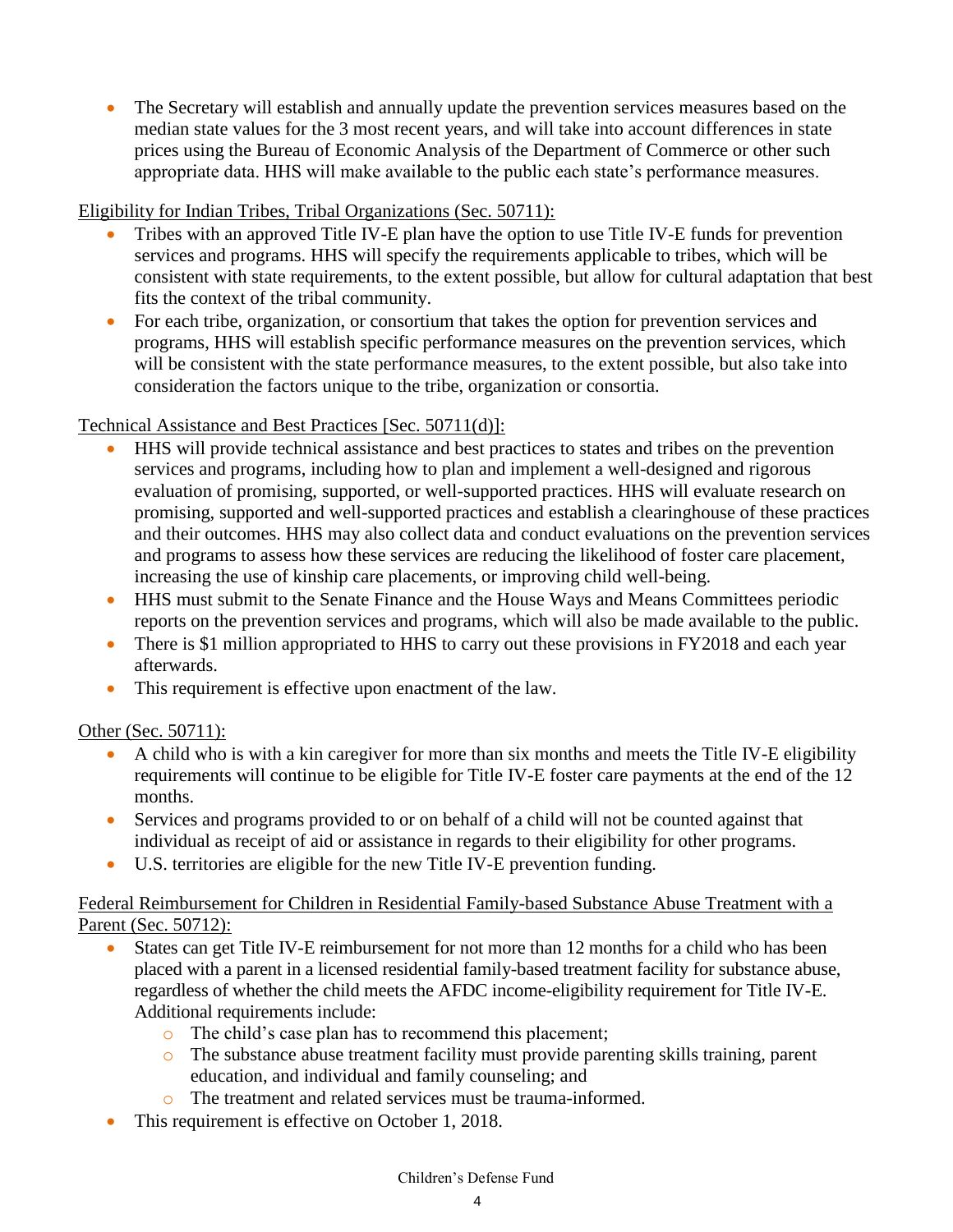- The Secretary will establish and annually update the prevention services measures based on the median state values for the 3 most recent years, and will take into account differences in state prices using the Bureau of Economic Analysis of the Department of Commerce or other such appropriate data. HHS will make available to the public each state's performance measures.

<u>Eligibility for Indian Tribes, Tribal Organizations (Sec. 50711):</u>

- Tribes with an approved Title IV-E plan have the option to use Title IV-E funds for prevention services and programs. HHS will specify the requirements applicable to tribes, which will be consistent with state requirements, to the extent possible, but allow for cultural adaptation that best fits the context of the tribal community.
- For each tribe, organization, or consortium that takes the option for prevention services and programs, HHS will establish specific performance measures on the prevention services, which will be consistent with the state performance measures, to the extent possible, but also take into consideration the factors unique to the tribe, organization or consortia.

<u>Technical Assistance and Best Practices [Sec. 50711(d)]:</u>

- HHS will provide technical assistance and best practices to states and tribes on the prevention services and programs, including how to plan and implement a well-designed and rigorous evaluation of promising, supported, or well-supported practices. HHS will evaluate research on promising, supported and well-supported practices and establish a clearinghouse of these practices and their outcomes. HHS may also collect data and conduct evaluations on the prevention services and programs to assess how these services are reducing the likelihood of foster care placement, increasing the use of kinship care placements, or improving child well-being.
- HHS must submit to the Senate Finance and the House Ways and Means Committees periodic reports on the prevention services and programs, which will also be made available to the public.
- There is $1 million appropriated to HHS to carry out these provisions in FY2018 and each year afterwards.
- This requirement is effective upon enactment of the law.

<u>Other (Sec. 50711):</u>

- A child who is with a kin caregiver for more than six months and meets the Title IV-E eligibility requirements will continue to be eligible for Title IV-E foster care payments at the end of the 12 months.
- Services and programs provided to or on behalf of a child will not be counted against that individual as receipt of aid or assistance in regards to their eligibility for other programs.
- U.S. territories are eligible for the new Title IV-E prevention funding.

<u>Federal Reimbursement for Children in Residential Family-based Substance Abuse Treatment with a Parent (Sec. 50712):</u>

- States can get Title IV-E reimbursement for not more than 12 months for a child who has been placed with a parent in a licensed residential family-based treatment facility for substance abuse, regardless of whether the child meets the AFDC income-eligibility requirement for Title IV-E. Additional requirements include:
  - The child's case plan has to recommend this placement;
  - The substance abuse treatment facility must provide parenting skills training, parent education, and individual and family counseling; and
  - The treatment and related services must be trauma-informed.
- This requirement is effective on October 1, 2018.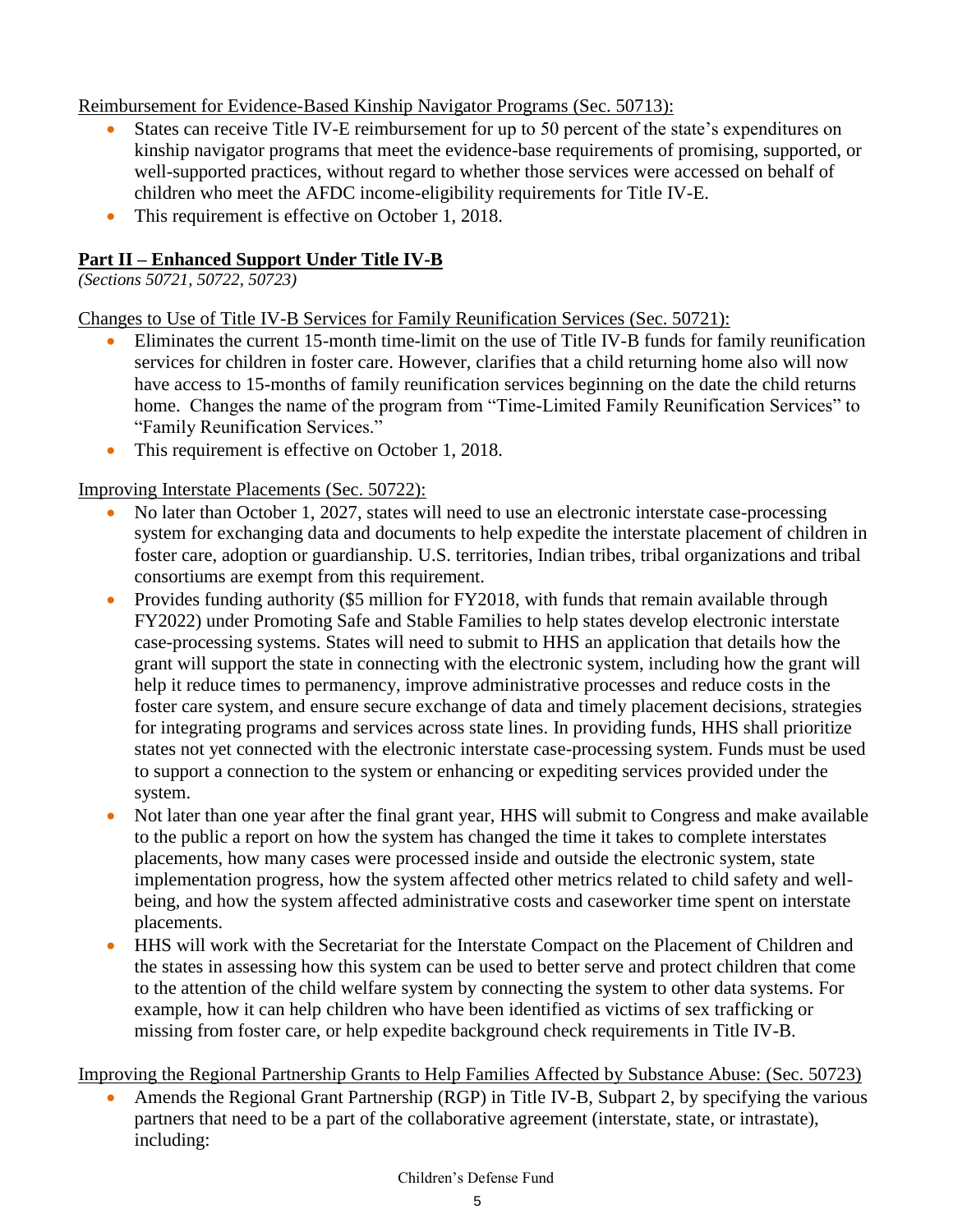Reimbursement for Evidence-Based Kinship Navigator Programs (Sec. 50713):

- States can receive Title IV-E reimbursement for up to 50 percent of the state's expenditures on kinship navigator programs that meet the evidence-base requirements of promising, supported, or well-supported practices, without regard to whether those services were accessed on behalf of children who meet the AFDC income-eligibility requirements for Title IV-E.
- This requirement is effective on October 1, 2018.

## Part II – Enhanced Support Under Title IV-B

*(Sections 50721, 50722, 50723)*

Changes to Use of Title IV-B Services for Family Reunification Services (Sec. 50721):

- Eliminates the current 15-month time-limit on the use of Title IV-B funds for family reunification services for children in foster care. However, clarifies that a child returning home also will now have access to 15-months of family reunification services beginning on the date the child returns home. Changes the name of the program from "Time-Limited Family Reunification Services" to "Family Reunification Services."
- This requirement is effective on October 1, 2018.

Improving Interstate Placements (Sec. 50722):

- No later than October 1, 2027, states will need to use an electronic interstate case-processing system for exchanging data and documents to help expedite the interstate placement of children in foster care, adoption or guardianship. U.S. territories, Indian tribes, tribal organizations and tribal consortiums are exempt from this requirement.
- Provides funding authority ($5 million for FY2018, with funds that remain available through FY2022) under Promoting Safe and Stable Families to help states develop electronic interstate case-processing systems. States will need to submit to HHS an application that details how the grant will support the state in connecting with the electronic system, including how the grant will help it reduce times to permanency, improve administrative processes and reduce costs in the foster care system, and ensure secure exchange of data and timely placement decisions, strategies for integrating programs and services across state lines. In providing funds, HHS shall prioritize states not yet connected with the electronic interstate case-processing system. Funds must be used to support a connection to the system or enhancing or expediting services provided under the system.
- Not later than one year after the final grant year, HHS will submit to Congress and make available to the public a report on how the system has changed the time it takes to complete interstates placements, how many cases were processed inside and outside the electronic system, state implementation progress, how the system affected other metrics related to child safety and well-being, and how the system affected administrative costs and caseworker time spent on interstate placements.
- HHS will work with the Secretariat for the Interstate Compact on the Placement of Children and the states in assessing how this system can be used to better serve and protect children that come to the attention of the child welfare system by connecting the system to other data systems. For example, how it can help children who have been identified as victims of sex trafficking or missing from foster care, or help expedite background check requirements in Title IV-B.

Improving the Regional Partnership Grants to Help Families Affected by Substance Abuse: (Sec. 50723)

- Amends the Regional Grant Partnership (RGP) in Title IV-B, Subpart 2, by specifying the various partners that need to be a part of the collaborative agreement (interstate, state, or intrastate), including: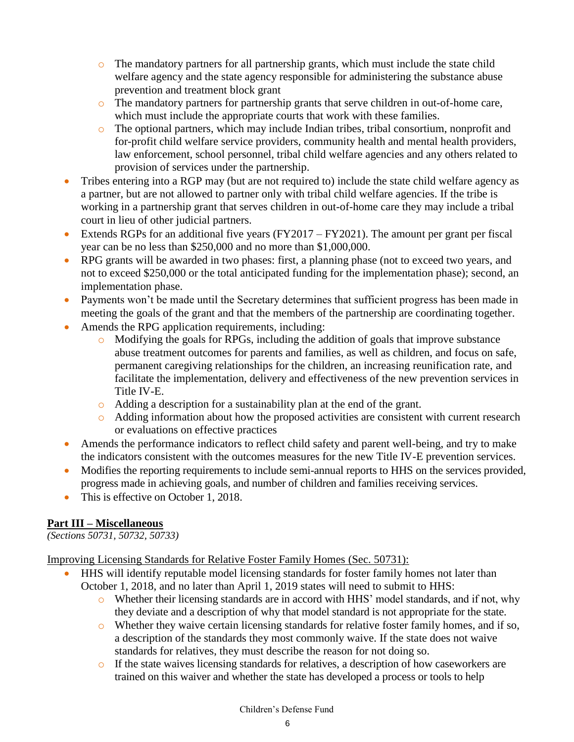- The mandatory partners for all partnership grants, which must include the state child welfare agency and the state agency responsible for administering the substance abuse prevention and treatment block grant
  - The mandatory partners for partnership grants that serve children in out-of-home care, which must include the appropriate courts that work with these families.
  - The optional partners, which may include Indian tribes, tribal consortium, nonprofit and for-profit child welfare service providers, community health and mental health providers, law enforcement, school personnel, tribal child welfare agencies and any others related to provision of services under the partnership.
- Tribes entering into a RGP may (but are not required to) include the state child welfare agency as a partner, but are not allowed to partner only with tribal child welfare agencies. If the tribe is working in a partnership grant that serves children in out-of-home care they may include a tribal court in lieu of other judicial partners.
- Extends RGPs for an additional five years (FY2017 – FY2021). The amount per grant per fiscal year can be no less than $250,000 and no more than $1,000,000.
- RPG grants will be awarded in two phases: first, a planning phase (not to exceed two years, and not to exceed $250,000 or the total anticipated funding for the implementation phase); second, an implementation phase.
- Payments won't be made until the Secretary determines that sufficient progress has been made in meeting the goals of the grant and that the members of the partnership are coordinating together.
- Amends the RPG application requirements, including:
  - Modifying the goals for RPGs, including the addition of goals that improve substance abuse treatment outcomes for parents and families, as well as children, and focus on safe, permanent caregiving relationships for the children, an increasing reunification rate, and facilitate the implementation, delivery and effectiveness of the new prevention services in Title IV-E.
  - Adding a description for a sustainability plan at the end of the grant.
  - Adding information about how the proposed activities are consistent with current research or evaluations on effective practices
- Amends the performance indicators to reflect child safety and parent well-being, and try to make the indicators consistent with the outcomes measures for the new Title IV-E prevention services.
- Modifies the reporting requirements to include semi-annual reports to HHS on the services provided, progress made in achieving goals, and number of children and families receiving services.
- This is effective on October 1, 2018.

## Part III – Miscellaneous

*(Sections 50731, 50732, 50733)*

Improving Licensing Standards for Relative Foster Family Homes (Sec. 50731):

- HHS will identify reputable model licensing standards for foster family homes not later than October 1, 2018, and no later than April 1, 2019 states will need to submit to HHS:
  - Whether their licensing standards are in accord with HHS' model standards, and if not, why they deviate and a description of why that model standard is not appropriate for the state.
  - Whether they waive certain licensing standards for relative foster family homes, and if so, a description of the standards they most commonly waive. If the state does not waive standards for relatives, they must describe the reason for not doing so.
  - If the state waives licensing standards for relatives, a description of how caseworkers are trained on this waiver and whether the state has developed a process or tools to help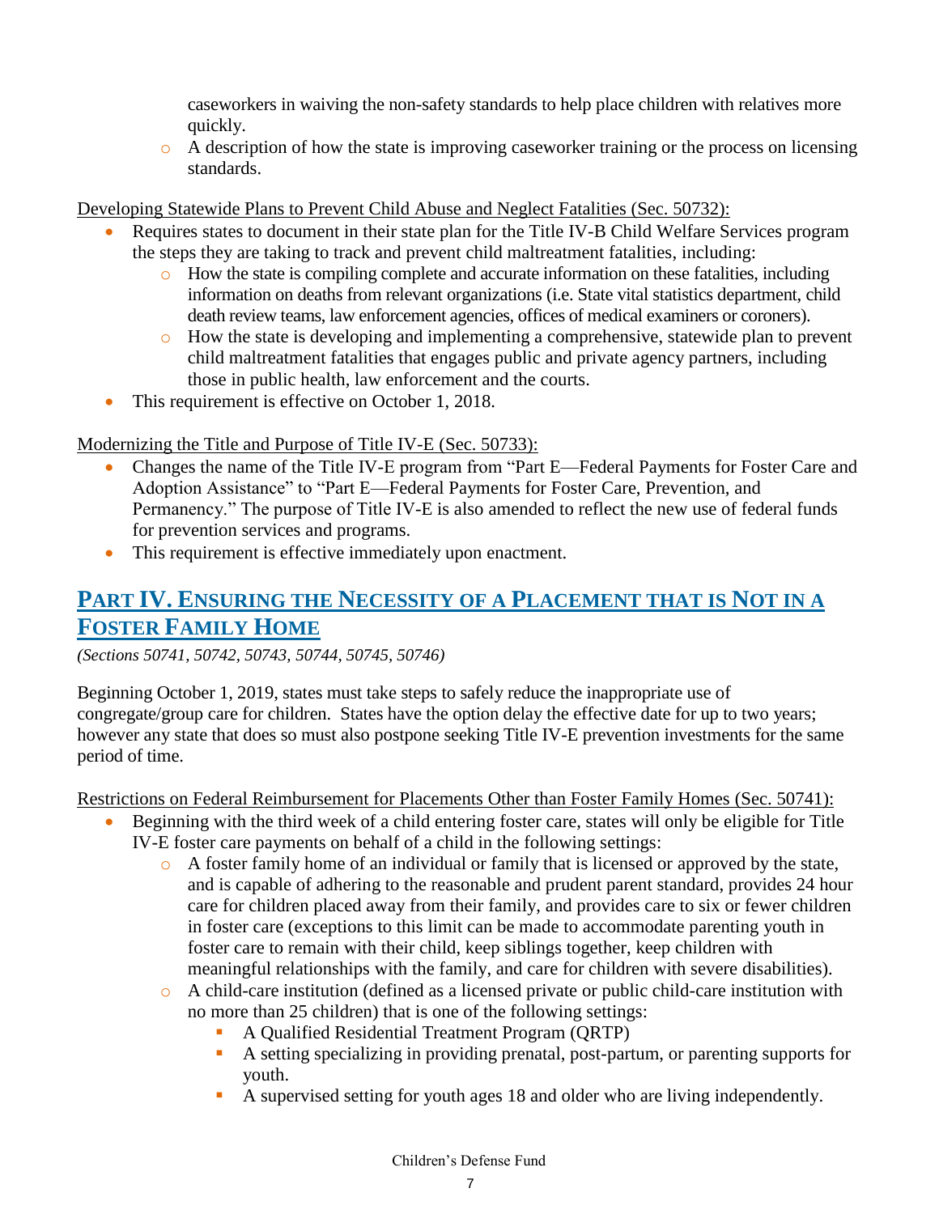caseworkers in waiving the non-safety standards to help place children with relatives more quickly.
  - A description of how the state is improving caseworker training or the process on licensing standards.

Developing Statewide Plans to Prevent Child Abuse and Neglect Fatalities (Sec. 50732):

- Requires states to document in their state plan for the Title IV-B Child Welfare Services program the steps they are taking to track and prevent child maltreatment fatalities, including:
  - How the state is compiling complete and accurate information on these fatalities, including information on deaths from relevant organizations (i.e. State vital statistics department, child death review teams, law enforcement agencies, offices of medical examiners or coroners).
  - How the state is developing and implementing a comprehensive, statewide plan to prevent child maltreatment fatalities that engages public and private agency partners, including those in public health, law enforcement and the courts.
- This requirement is effective on October 1, 2018.

Modernizing the Title and Purpose of Title IV-E (Sec. 50733):

- Changes the name of the Title IV-E program from "Part E—Federal Payments for Foster Care and Adoption Assistance" to "Part E—Federal Payments for Foster Care, Prevention, and Permanency." The purpose of Title IV-E is also amended to reflect the new use of federal funds for prevention services and programs.
- This requirement is effective immediately upon enactment.

## PART IV. ENSURING THE NECESSITY OF A PLACEMENT THAT IS NOT IN A FOSTER FAMILY HOME

*(Sections 50741, 50742, 50743, 50744, 50745, 50746)*

Beginning October 1, 2019, states must take steps to safely reduce the inappropriate use of congregate/group care for children. States have the option delay the effective date for up to two years; however any state that does so must also postpone seeking Title IV-E prevention investments for the same period of time.

Restrictions on Federal Reimbursement for Placements Other than Foster Family Homes (Sec. 50741):

- Beginning with the third week of a child entering foster care, states will only be eligible for Title IV-E foster care payments on behalf of a child in the following settings:
  - A foster family home of an individual or family that is licensed or approved by the state, and is capable of adhering to the reasonable and prudent parent standard, provides 24 hour care for children placed away from their family, and provides care to six or fewer children in foster care (exceptions to this limit can be made to accommodate parenting youth in foster care to remain with their child, keep siblings together, keep children with meaningful relationships with the family, and care for children with severe disabilities).
  - A child-care institution (defined as a licensed private or public child-care institution with no more than 25 children) that is one of the following settings:
    - A Qualified Residential Treatment Program (QRTP)
    - A setting specializing in providing prenatal, post-partum, or parenting supports for youth.
    - A supervised setting for youth ages 18 and older who are living independently.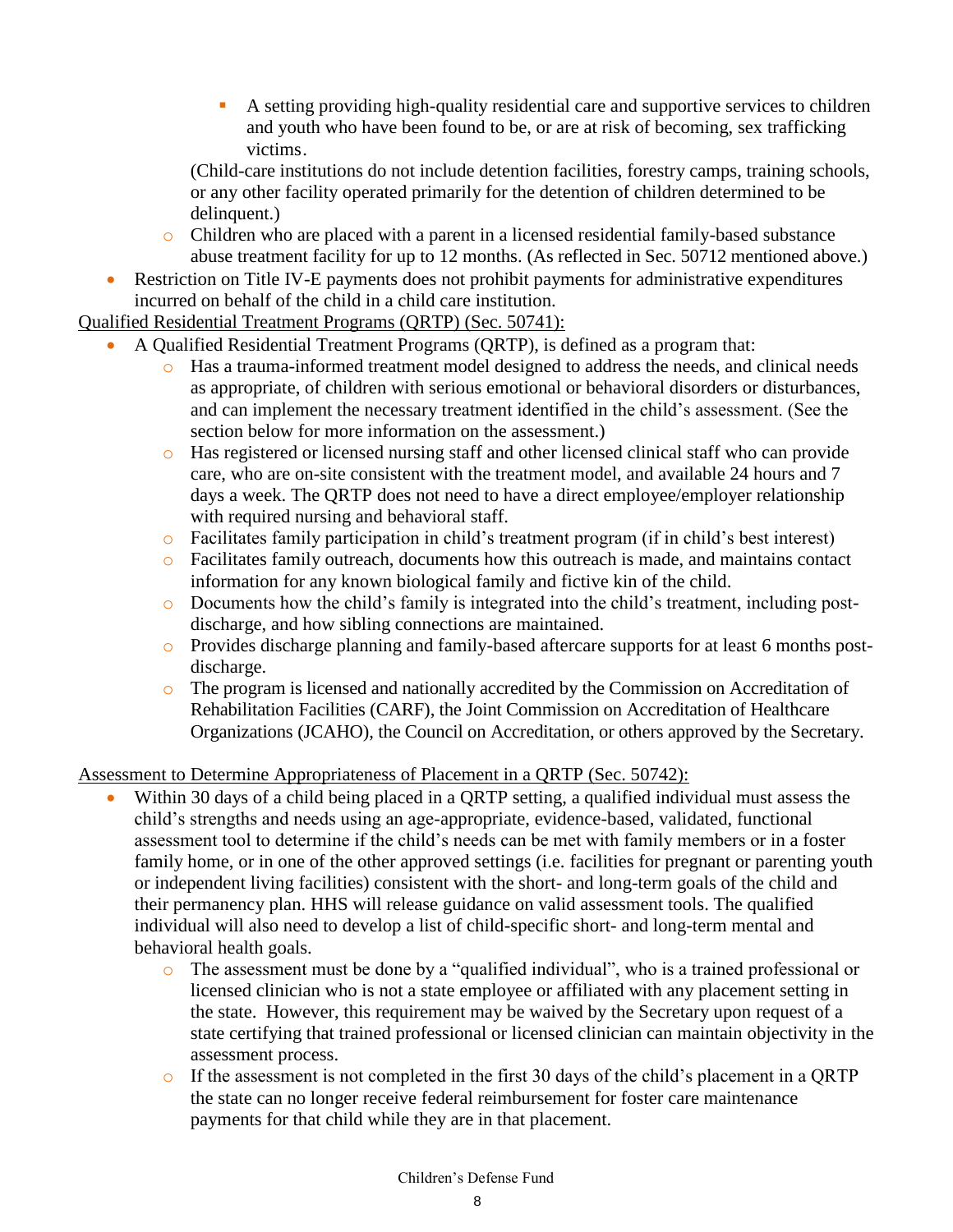- A setting providing high-quality residential care and supportive services to children and youth who have been found to be, or are at risk of becoming, sex trafficking victims.

      (Child-care institutions do not include detention facilities, forestry camps, training schools, or any other facility operated primarily for the detention of children determined to be delinquent.)
    - Children who are placed with a parent in a licensed residential family-based substance abuse treatment facility for up to 12 months. (As reflected in Sec. 50712 mentioned above.)
- Restriction on Title IV-E payments does not prohibit payments for administrative expenditures incurred on behalf of the child in a child care institution.

Qualified Residential Treatment Programs (QRTP) (Sec. 50741):

- A Qualified Residential Treatment Programs (QRTP), is defined as a program that:
    - Has a trauma-informed treatment model designed to address the needs, and clinical needs as appropriate, of children with serious emotional or behavioral disorders or disturbances, and can implement the necessary treatment identified in the child's assessment. (See the section below for more information on the assessment.)
    - Has registered or licensed nursing staff and other licensed clinical staff who can provide care, who are on-site consistent with the treatment model, and available 24 hours and 7 days a week. The QRTP does not need to have a direct employee/employer relationship with required nursing and behavioral staff.
    - Facilitates family participation in child's treatment program (if in child's best interest)
    - Facilitates family outreach, documents how this outreach is made, and maintains contact information for any known biological family and fictive kin of the child.
    - Documents how the child's family is integrated into the child's treatment, including post-discharge, and how sibling connections are maintained.
    - Provides discharge planning and family-based aftercare supports for at least 6 months post-discharge.
    - The program is licensed and nationally accredited by the Commission on Accreditation of Rehabilitation Facilities (CARF), the Joint Commission on Accreditation of Healthcare Organizations (JCAHO), the Council on Accreditation, or others approved by the Secretary.

Assessment to Determine Appropriateness of Placement in a QRTP (Sec. 50742):

- Within 30 days of a child being placed in a QRTP setting, a qualified individual must assess the child's strengths and needs using an age-appropriate, evidence-based, validated, functional assessment tool to determine if the child's needs can be met with family members or in a foster family home, or in one of the other approved settings (i.e. facilities for pregnant or parenting youth or independent living facilities) consistent with the short- and long-term goals of the child and their permanency plan. HHS will release guidance on valid assessment tools. The qualified individual will also need to develop a list of child-specific short- and long-term mental and behavioral health goals.
    - The assessment must be done by a "qualified individual", who is a trained professional or licensed clinician who is not a state employee or affiliated with any placement setting in the state. However, this requirement may be waived by the Secretary upon request of a state certifying that trained professional or licensed clinician can maintain objectivity in the assessment process.
    - If the assessment is not completed in the first 30 days of the child's placement in a QRTP the state can no longer receive federal reimbursement for foster care maintenance payments for that child while they are in that placement.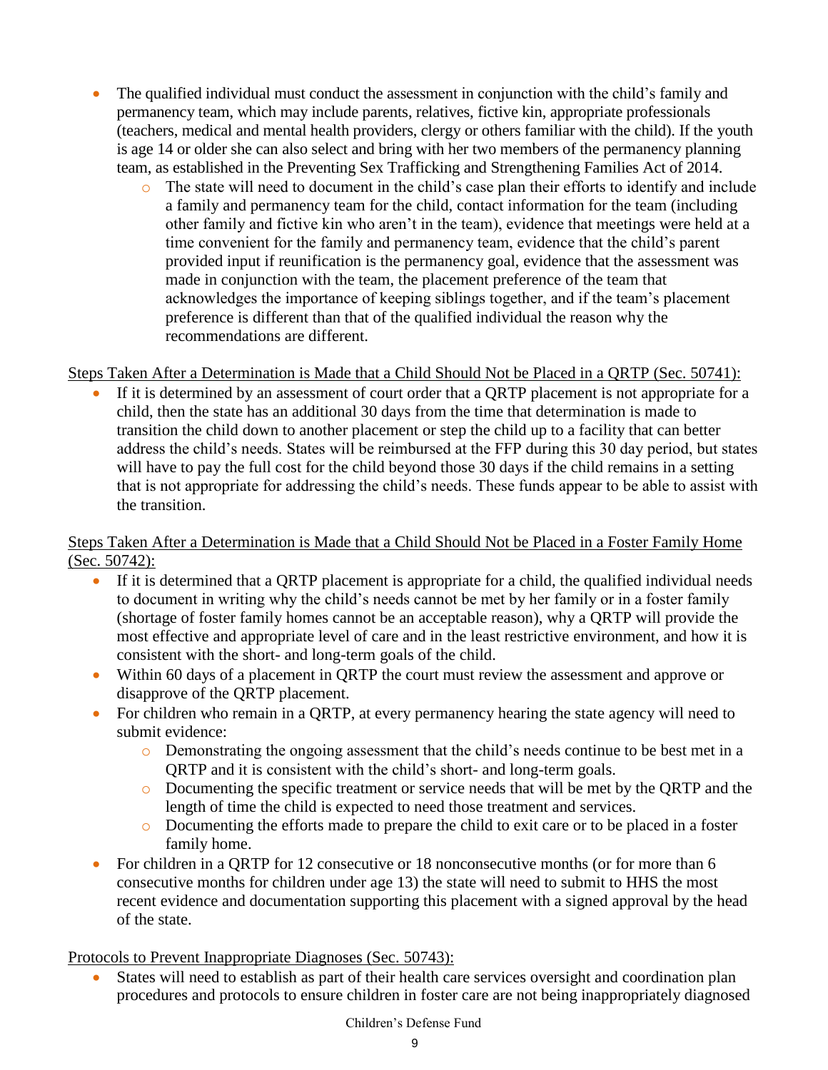- The qualified individual must conduct the assessment in conjunction with the child's family and permanency team, which may include parents, relatives, fictive kin, appropriate professionals (teachers, medical and mental health providers, clergy or others familiar with the child). If the youth is age 14 or older she can also select and bring with her two members of the permanency planning team, as established in the Preventing Sex Trafficking and Strengthening Families Act of 2014.
  - The state will need to document in the child's case plan their efforts to identify and include a family and permanency team for the child, contact information for the team (including other family and fictive kin who aren't in the team), evidence that meetings were held at a time convenient for the family and permanency team, evidence that the child's parent provided input if reunification is the permanency goal, evidence that the assessment was made in conjunction with the team, the placement preference of the team that acknowledges the importance of keeping siblings together, and if the team's placement preference is different than that of the qualified individual the reason why the recommendations are different.

<u>Steps Taken After a Determination is Made that a Child Should Not be Placed in a QRTP (Sec. 50741):</u>

- If it is determined by an assessment of court order that a QRTP placement is not appropriate for a child, then the state has an additional 30 days from the time that determination is made to transition the child down to another placement or step the child up to a facility that can better address the child's needs. States will be reimbursed at the FFP during this 30 day period, but states will have to pay the full cost for the child beyond those 30 days if the child remains in a setting that is not appropriate for addressing the child's needs. These funds appear to be able to assist with the transition.

<u>Steps Taken After a Determination is Made that a Child Should Not be Placed in a Foster Family Home (Sec. 50742):</u>

- If it is determined that a QRTP placement is appropriate for a child, the qualified individual needs to document in writing why the child's needs cannot be met by her family or in a foster family (shortage of foster family homes cannot be an acceptable reason), why a QRTP will provide the most effective and appropriate level of care and in the least restrictive environment, and how it is consistent with the short- and long-term goals of the child.
- Within 60 days of a placement in QRTP the court must review the assessment and approve or disapprove of the QRTP placement.
- For children who remain in a QRTP, at every permanency hearing the state agency will need to submit evidence:
  - Demonstrating the ongoing assessment that the child's needs continue to be best met in a QRTP and it is consistent with the child's short- and long-term goals.
  - Documenting the specific treatment or service needs that will be met by the QRTP and the length of time the child is expected to need those treatment and services.
  - Documenting the efforts made to prepare the child to exit care or to be placed in a foster family home.
- For children in a QRTP for 12 consecutive or 18 nonconsecutive months (or for more than 6 consecutive months for children under age 13) the state will need to submit to HHS the most recent evidence and documentation supporting this placement with a signed approval by the head of the state.

<u>Protocols to Prevent Inappropriate Diagnoses (Sec. 50743):</u>

- States will need to establish as part of their health care services oversight and coordination plan procedures and protocols to ensure children in foster care are not being inappropriately diagnosed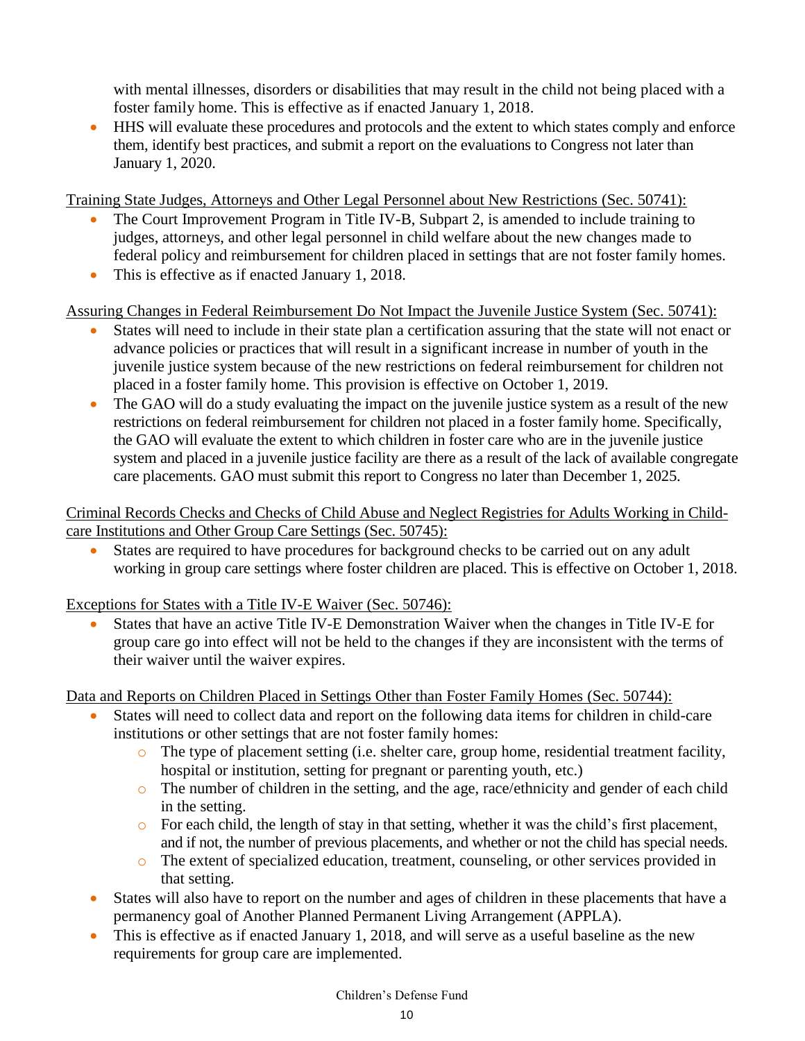with mental illnesses, disorders or disabilities that may result in the child not being placed with a foster family home. This is effective as if enacted January 1, 2018.

- HHS will evaluate these procedures and protocols and the extent to which states comply and enforce them, identify best practices, and submit a report on the evaluations to Congress not later than January 1, 2020.

<u>Training State Judges, Attorneys and Other Legal Personnel about New Restrictions (Sec. 50741):</u>

- The Court Improvement Program in Title IV-B, Subpart 2, is amended to include training to judges, attorneys, and other legal personnel in child welfare about the new changes made to federal policy and reimbursement for children placed in settings that are not foster family homes.
- This is effective as if enacted January 1, 2018.

<u>Assuring Changes in Federal Reimbursement Do Not Impact the Juvenile Justice System (Sec. 50741):</u>

- States will need to include in their state plan a certification assuring that the state will not enact or advance policies or practices that will result in a significant increase in number of youth in the juvenile justice system because of the new restrictions on federal reimbursement for children not placed in a foster family home. This provision is effective on October 1, 2019.
- The GAO will do a study evaluating the impact on the juvenile justice system as a result of the new restrictions on federal reimbursement for children not placed in a foster family home. Specifically, the GAO will evaluate the extent to which children in foster care who are in the juvenile justice system and placed in a juvenile justice facility are there as a result of the lack of available congregate care placements. GAO must submit this report to Congress no later than December 1, 2025.

<u>Criminal Records Checks and Checks of Child Abuse and Neglect Registries for Adults Working in Child-care Institutions and Other Group Care Settings (Sec. 50745):</u>

- States are required to have procedures for background checks to be carried out on any adult working in group care settings where foster children are placed. This is effective on October 1, 2018.

<u>Exceptions for States with a Title IV-E Waiver (Sec. 50746):</u>

- States that have an active Title IV-E Demonstration Waiver when the changes in Title IV-E for group care go into effect will not be held to the changes if they are inconsistent with the terms of their waiver until the waiver expires.

<u>Data and Reports on Children Placed in Settings Other than Foster Family Homes (Sec. 50744):</u>

- States will need to collect data and report on the following data items for children in child-care institutions or other settings that are not foster family homes:
  - The type of placement setting (i.e. shelter care, group home, residential treatment facility, hospital or institution, setting for pregnant or parenting youth, etc.)
  - The number of children in the setting, and the age, race/ethnicity and gender of each child in the setting.
  - For each child, the length of stay in that setting, whether it was the child's first placement, and if not, the number of previous placements, and whether or not the child has special needs.
  - The extent of specialized education, treatment, counseling, or other services provided in that setting.
- States will also have to report on the number and ages of children in these placements that have a permanency goal of Another Planned Permanent Living Arrangement (APPLA).
- This is effective as if enacted January 1, 2018, and will serve as a useful baseline as the new requirements for group care are implemented.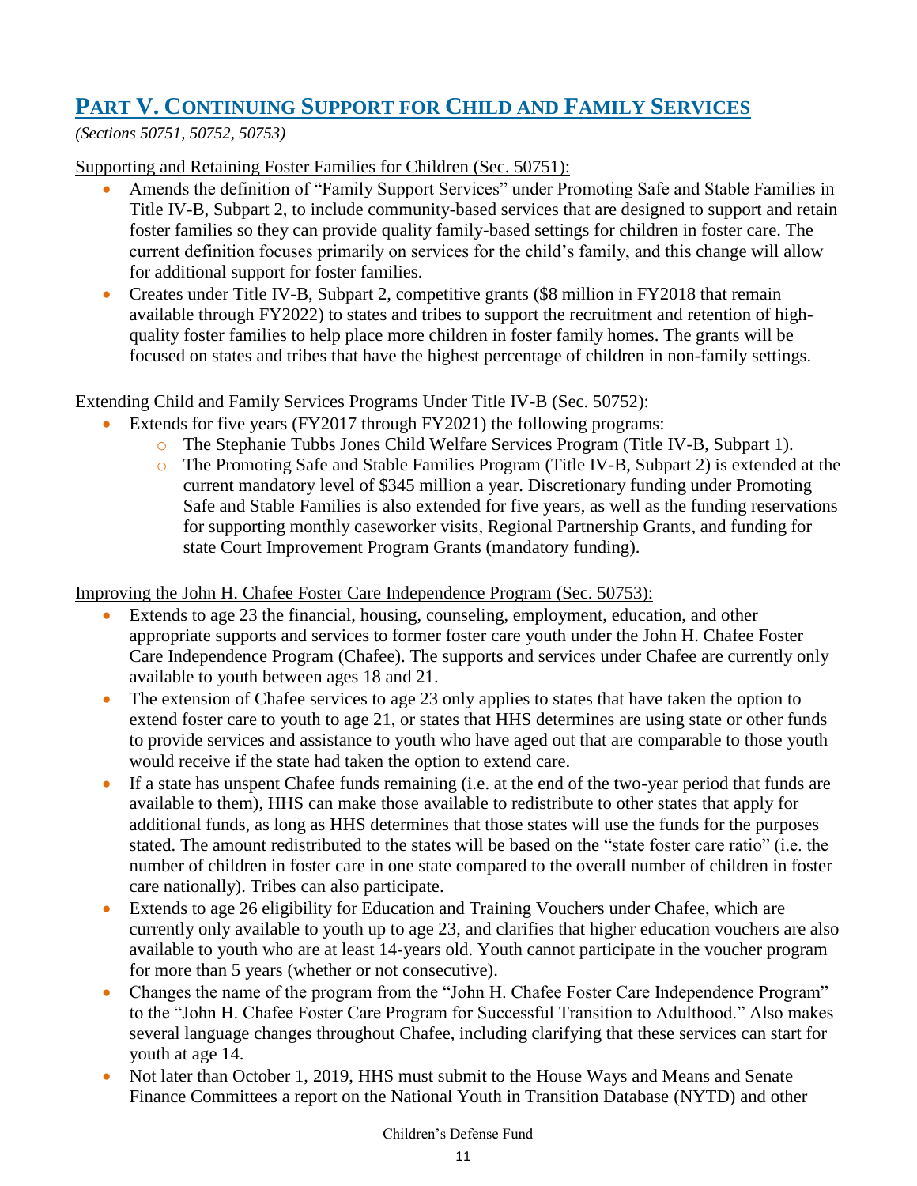## Part V. Continuing Support for Child and Family Services

*(Sections 50751, 50752, 50753)*

Supporting and Retaining Foster Families for Children (Sec. 50751):

- Amends the definition of "Family Support Services" under Promoting Safe and Stable Families in Title IV-B, Subpart 2, to include community-based services that are designed to support and retain foster families so they can provide quality family-based settings for children in foster care. The current definition focuses primarily on services for the child's family, and this change will allow for additional support for foster families.
- Creates under Title IV-B, Subpart 2, competitive grants ($8 million in FY2018 that remain available through FY2022) to states and tribes to support the recruitment and retention of high-quality foster families to help place more children in foster family homes. The grants will be focused on states and tribes that have the highest percentage of children in non-family settings.

Extending Child and Family Services Programs Under Title IV-B (Sec. 50752):

- Extends for five years (FY2017 through FY2021) the following programs:
  - The Stephanie Tubbs Jones Child Welfare Services Program (Title IV-B, Subpart 1).
  - The Promoting Safe and Stable Families Program (Title IV-B, Subpart 2) is extended at the current mandatory level of $345 million a year. Discretionary funding under Promoting Safe and Stable Families is also extended for five years, as well as the funding reservations for supporting monthly caseworker visits, Regional Partnership Grants, and funding for state Court Improvement Program Grants (mandatory funding).

Improving the John H. Chafee Foster Care Independence Program (Sec. 50753):

- Extends to age 23 the financial, housing, counseling, employment, education, and other appropriate supports and services to former foster care youth under the John H. Chafee Foster Care Independence Program (Chafee). The supports and services under Chafee are currently only available to youth between ages 18 and 21.
- The extension of Chafee services to age 23 only applies to states that have taken the option to extend foster care to youth to age 21, or states that HHS determines are using state or other funds to provide services and assistance to youth who have aged out that are comparable to those youth would receive if the state had taken the option to extend care.
- If a state has unspent Chafee funds remaining (i.e. at the end of the two-year period that funds are available to them), HHS can make those available to redistribute to other states that apply for additional funds, as long as HHS determines that those states will use the funds for the purposes stated. The amount redistributed to the states will be based on the "state foster care ratio" (i.e. the number of children in foster care in one state compared to the overall number of children in foster care nationally). Tribes can also participate.
- Extends to age 26 eligibility for Education and Training Vouchers under Chafee, which are currently only available to youth up to age 23, and clarifies that higher education vouchers are also available to youth who are at least 14-years old. Youth cannot participate in the voucher program for more than 5 years (whether or not consecutive).
- Changes the name of the program from the "John H. Chafee Foster Care Independence Program" to the "John H. Chafee Foster Care Program for Successful Transition to Adulthood." Also makes several language changes throughout Chafee, including clarifying that these services can start for youth at age 14.
- Not later than October 1, 2019, HHS must submit to the House Ways and Means and Senate Finance Committees a report on the National Youth in Transition Database (NYTD) and other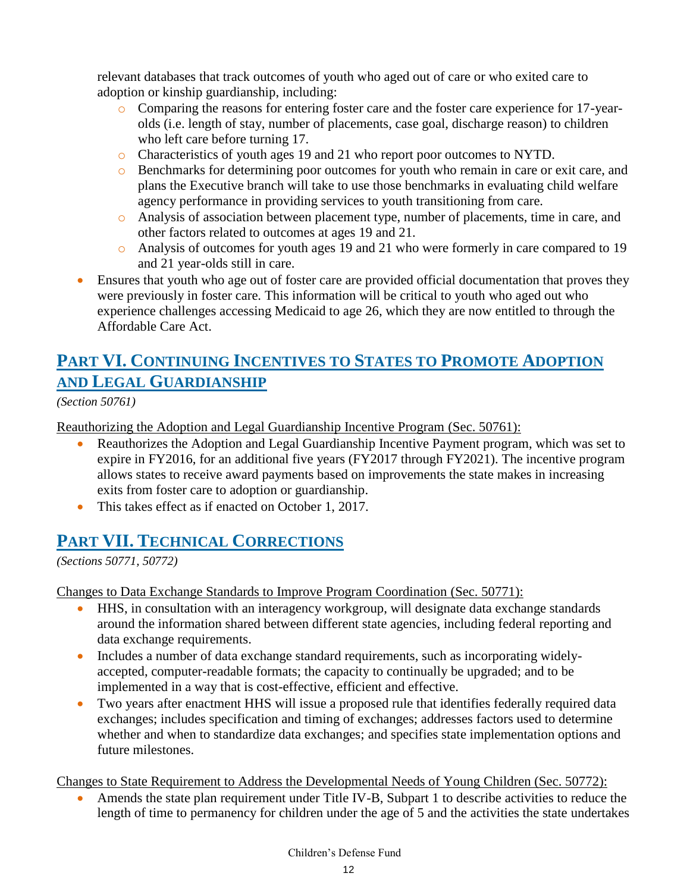relevant databases that track outcomes of youth who aged out of care or who exited care to adoption or kinship guardianship, including:
    - Comparing the reasons for entering foster care and the foster care experience for 17-year-olds (i.e. length of stay, number of placements, case goal, discharge reason) to children who left care before turning 17.
    - Characteristics of youth ages 19 and 21 who report poor outcomes to NYTD.
    - Benchmarks for determining poor outcomes for youth who remain in care or exit care, and plans the Executive branch will take to use those benchmarks in evaluating child welfare agency performance in providing services to youth transitioning from care.
    - Analysis of association between placement type, number of placements, time in care, and other factors related to outcomes at ages 19 and 21.
    - Analysis of outcomes for youth ages 19 and 21 who were formerly in care compared to 19 and 21 year-olds still in care.
- Ensures that youth who age out of foster care are provided official documentation that proves they were previously in foster care. This information will be critical to youth who aged out who experience challenges accessing Medicaid to age 26, which they are now entitled to through the Affordable Care Act.

## PART VI. CONTINUING INCENTIVES TO STATES TO PROMOTE ADOPTION AND LEGAL GUARDIANSHIP

*(Section 50761)*

Reauthorizing the Adoption and Legal Guardianship Incentive Program (Sec. 50761):

- Reauthorizes the Adoption and Legal Guardianship Incentive Payment program, which was set to expire in FY2016, for an additional five years (FY2017 through FY2021). The incentive program allows states to receive award payments based on improvements the state makes in increasing exits from foster care to adoption or guardianship.
- This takes effect as if enacted on October 1, 2017.

## PART VII. TECHNICAL CORRECTIONS

*(Sections 50771, 50772)*

Changes to Data Exchange Standards to Improve Program Coordination (Sec. 50771):

- HHS, in consultation with an interagency workgroup, will designate data exchange standards around the information shared between different state agencies, including federal reporting and data exchange requirements.
- Includes a number of data exchange standard requirements, such as incorporating widely-accepted, computer-readable formats; the capacity to continually be upgraded; and to be implemented in a way that is cost-effective, efficient and effective.
- Two years after enactment HHS will issue a proposed rule that identifies federally required data exchanges; includes specification and timing of exchanges; addresses factors used to determine whether and when to standardize data exchanges; and specifies state implementation options and future milestones.

Changes to State Requirement to Address the Developmental Needs of Young Children (Sec. 50772):

- Amends the state plan requirement under Title IV-B, Subpart 1 to describe activities to reduce the length of time to permanency for children under the age of 5 and the activities the state undertakes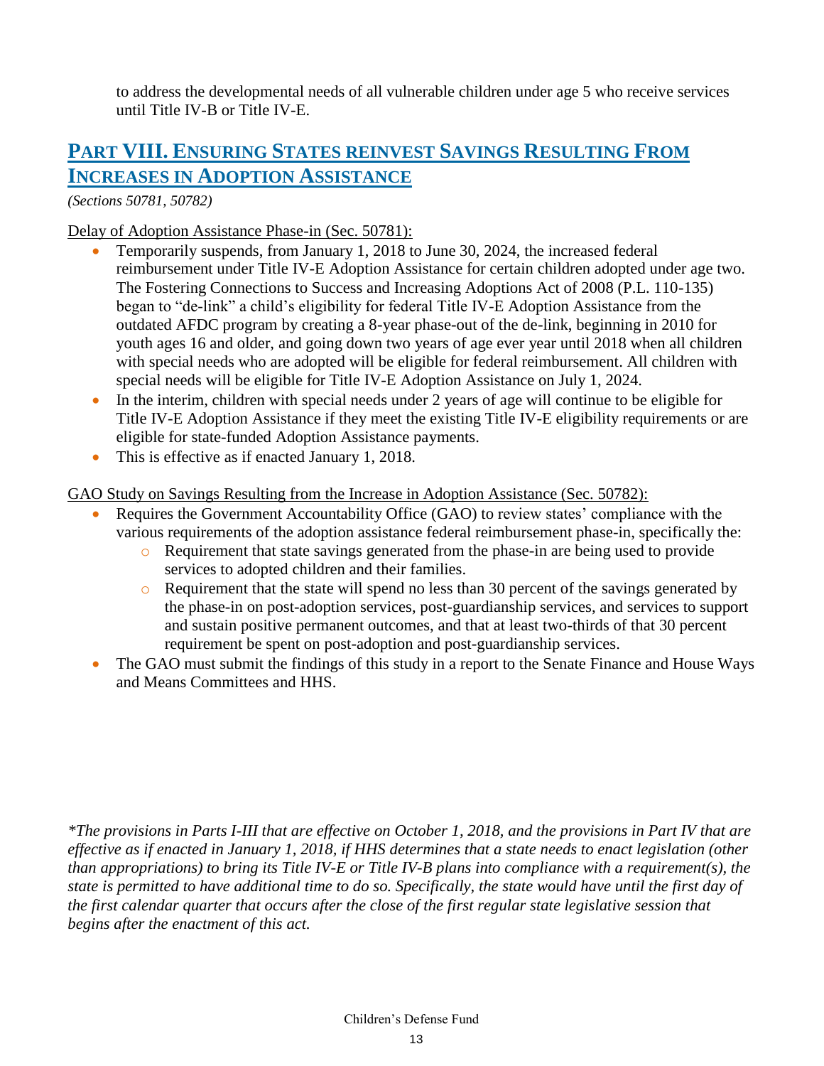to address the developmental needs of all vulnerable children under age 5 who receive services until Title IV-B or Title IV-E.

## PART VIII. ENSURING STATES REINVEST SAVINGS RESULTING FROM INCREASES IN ADOPTION ASSISTANCE

*(Sections 50781, 50782)*

Delay of Adoption Assistance Phase-in (Sec. 50781):

- Temporarily suspends, from January 1, 2018 to June 30, 2024, the increased federal reimbursement under Title IV-E Adoption Assistance for certain children adopted under age two. The Fostering Connections to Success and Increasing Adoptions Act of 2008 (P.L. 110-135) began to "de-link" a child's eligibility for federal Title IV-E Adoption Assistance from the outdated AFDC program by creating a 8-year phase-out of the de-link, beginning in 2010 for youth ages 16 and older, and going down two years of age ever year until 2018 when all children with special needs who are adopted will be eligible for federal reimbursement. All children with special needs will be eligible for Title IV-E Adoption Assistance on July 1, 2024.
- In the interim, children with special needs under 2 years of age will continue to be eligible for Title IV-E Adoption Assistance if they meet the existing Title IV-E eligibility requirements or are eligible for state-funded Adoption Assistance payments.
- This is effective as if enacted January 1, 2018.

GAO Study on Savings Resulting from the Increase in Adoption Assistance (Sec. 50782):

- Requires the Government Accountability Office (GAO) to review states' compliance with the various requirements of the adoption assistance federal reimbursement phase-in, specifically the:
  - Requirement that state savings generated from the phase-in are being used to provide services to adopted children and their families.
  - Requirement that the state will spend no less than 30 percent of the savings generated by the phase-in on post-adoption services, post-guardianship services, and services to support and sustain positive permanent outcomes, and that at least two-thirds of that 30 percent requirement be spent on post-adoption and post-guardianship services.
- The GAO must submit the findings of this study in a report to the Senate Finance and House Ways and Means Committees and HHS.

*\*The provisions in Parts I-III that are effective on October 1, 2018, and the provisions in Part IV that are effective as if enacted in January 1, 2018, if HHS determines that a state needs to enact legislation (other than appropriations) to bring its Title IV-E or Title IV-B plans into compliance with a requirement(s), the state is permitted to have additional time to do so. Specifically, the state would have until the first day of the first calendar quarter that occurs after the close of the first regular state legislative session that begins after the enactment of this act.*

Children's Defense Fund